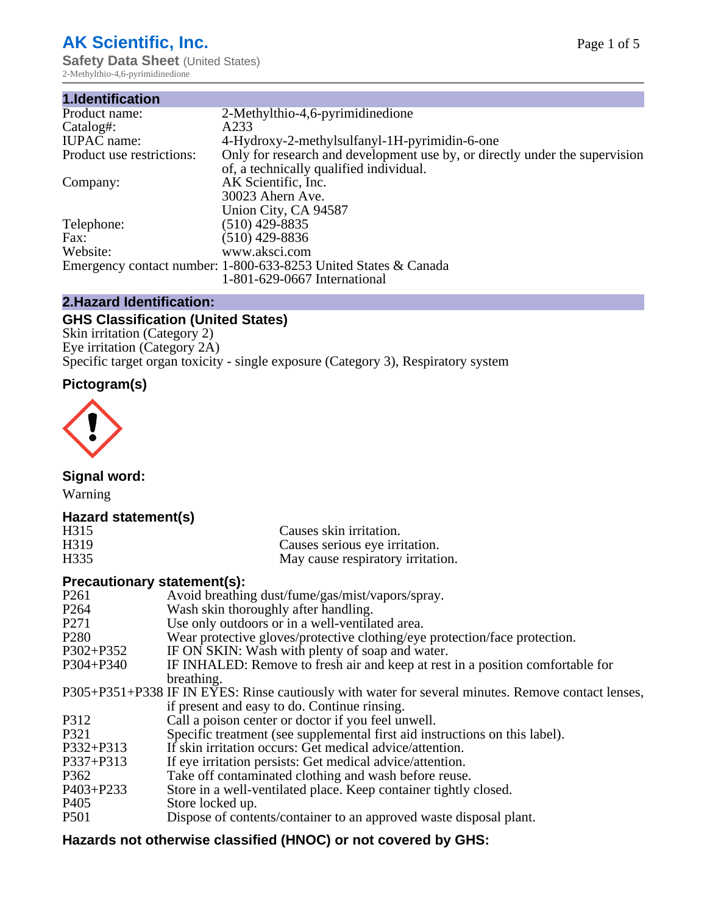# AK Scientific, Inc.

**Safety Data Sheet** (United States)

2-Methylthio-4,6-pyrimidinedione

## 1.Identification

| | |
|---|---|
| Product name: | 2-Methylthio-4,6-pyrimidinedione |
| Catalog#: | A233 |
| IUPAC name: | 4-Hydroxy-2-methylsulfanyl-1H-pyrimidin-6-one |
| Product use restrictions: | Only for research and development use by, or directly under the supervision of, a technically qualified individual. |
| Company: | AK Scientific, Inc.<br>30023 Ahern Ave.<br>Union City, CA 94587 |
| Telephone: | (510) 429-8835 |
| Fax: | (510) 429-8836 |
| Website: | www.aksci.com |
| Emergency contact number: | 1-800-633-8253 United States & Canada<br>1-801-629-0667 International |

## 2.Hazard Identification:

### GHS Classification (United States)

Skin irritation (Category 2)
Eye irritation (Category 2A)
Specific target organ toxicity - single exposure (Category 3), Respiratory system

### Pictogram(s)

### Signal word:

Warning

### Hazard statement(s)

| | |
|---|---|
| H315 | Causes skin irritation. |
| H319 | Causes serious eye irritation. |
| H335 | May cause respiratory irritation. |

### Precautionary statement(s):

| | |
|---|---|
| P261 | Avoid breathing dust/fume/gas/mist/vapors/spray. |
| P264 | Wash skin thoroughly after handling. |
| P271 | Use only outdoors or in a well-ventilated area. |
| P280 | Wear protective gloves/protective clothing/eye protection/face protection. |
| P302+P352 | IF ON SKIN: Wash with plenty of soap and water. |
| P304+P340 | IF INHALED: Remove to fresh air and keep at rest in a position comfortable for breathing. |
| P305+P351+P338 | IF IN EYES: Rinse cautiously with water for several minutes. Remove contact lenses, if present and easy to do. Continue rinsing. |
| P312 | Call a poison center or doctor if you feel unwell. |
| P321 | Specific treatment (see supplemental first aid instructions on this label). |
| P332+P313 | If skin irritation occurs: Get medical advice/attention. |
| P337+P313 | If eye irritation persists: Get medical advice/attention. |
| P362 | Take off contaminated clothing and wash before reuse. |
| P403+P233 | Store in a well-ventilated place. Keep container tightly closed. |
| P405 | Store locked up. |
| P501 | Dispose of contents/container to an approved waste disposal plant. |

### Hazards not otherwise classified (HNOC) or not covered by GHS: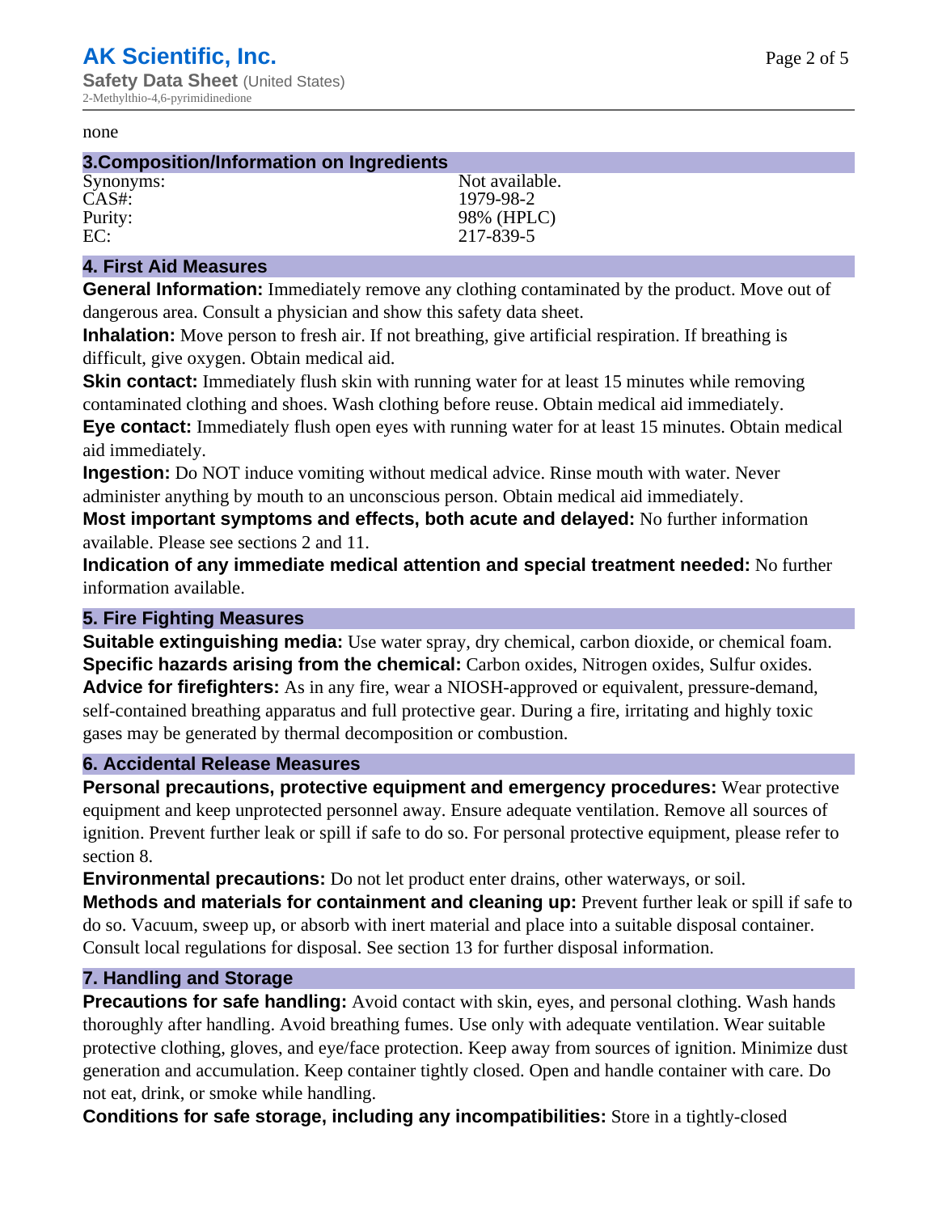none

## 3.Composition/Information on Ingredients

| | |
|---|---|
| Synonyms: | Not available. |
| CAS#: | 1979-98-2 |
| Purity: | 98% (HPLC) |
| EC: | 217-839-5 |

## 4. First Aid Measures

**General Information:** Immediately remove any clothing contaminated by the product. Move out of dangerous area. Consult a physician and show this safety data sheet.

**Inhalation:** Move person to fresh air. If not breathing, give artificial respiration. If breathing is difficult, give oxygen. Obtain medical aid.

**Skin contact:** Immediately flush skin with running water for at least 15 minutes while removing contaminated clothing and shoes. Wash clothing before reuse. Obtain medical aid immediately.

**Eye contact:** Immediately flush open eyes with running water for at least 15 minutes. Obtain medical aid immediately.

**Ingestion:** Do NOT induce vomiting without medical advice. Rinse mouth with water. Never administer anything by mouth to an unconscious person. Obtain medical aid immediately.

**Most important symptoms and effects, both acute and delayed:** No further information available. Please see sections 2 and 11.

**Indication of any immediate medical attention and special treatment needed:** No further information available.

## 5. Fire Fighting Measures

**Suitable extinguishing media:** Use water spray, dry chemical, carbon dioxide, or chemical foam.

**Specific hazards arising from the chemical:** Carbon oxides, Nitrogen oxides, Sulfur oxides.

**Advice for firefighters:** As in any fire, wear a NIOSH-approved or equivalent, pressure-demand, self-contained breathing apparatus and full protective gear. During a fire, irritating and highly toxic gases may be generated by thermal decomposition or combustion.

## 6. Accidental Release Measures

**Personal precautions, protective equipment and emergency procedures:** Wear protective equipment and keep unprotected personnel away. Ensure adequate ventilation. Remove all sources of ignition. Prevent further leak or spill if safe to do so. For personal protective equipment, please refer to section 8.

**Environmental precautions:** Do not let product enter drains, other waterways, or soil.

**Methods and materials for containment and cleaning up:** Prevent further leak or spill if safe to do so. Vacuum, sweep up, or absorb with inert material and place into a suitable disposal container. Consult local regulations for disposal. See section 13 for further disposal information.

## 7. Handling and Storage

**Precautions for safe handling:** Avoid contact with skin, eyes, and personal clothing. Wash hands thoroughly after handling. Avoid breathing fumes. Use only with adequate ventilation. Wear suitable protective clothing, gloves, and eye/face protection. Keep away from sources of ignition. Minimize dust generation and accumulation. Keep container tightly closed. Open and handle container with care. Do not eat, drink, or smoke while handling.

**Conditions for safe storage, including any incompatibilities:** Store in a tightly-closed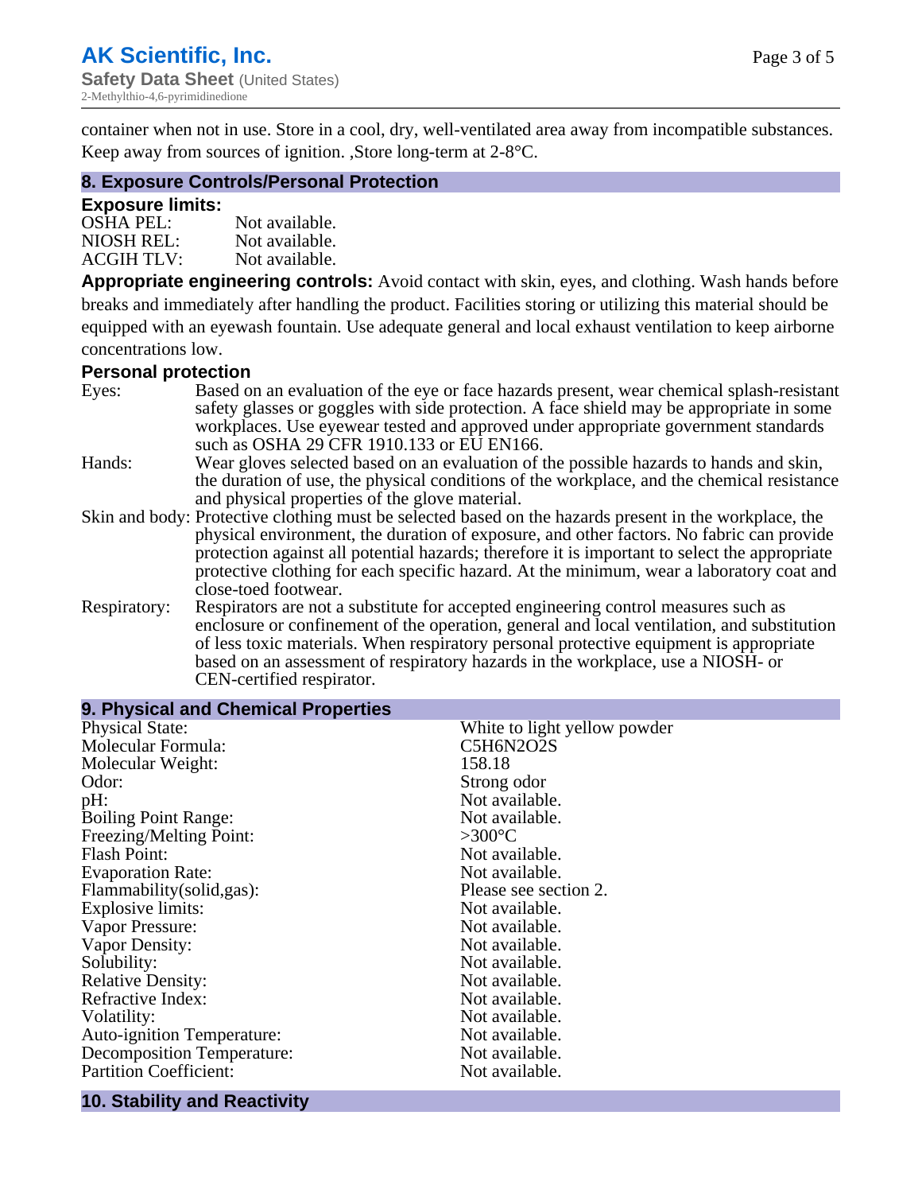container when not in use. Store in a cool, dry, well-ventilated area away from incompatible substances. Keep away from sources of ignition. ,Store long-term at 2-8°C.

## 8. Exposure Controls/Personal Protection

### Exposure limits:

| | |
|---|---|
| OSHA PEL: | Not available. |
| NIOSH REL: | Not available. |
| ACGIH TLV: | Not available. |

**Appropriate engineering controls:** Avoid contact with skin, eyes, and clothing. Wash hands before breaks and immediately after handling the product. Facilities storing or utilizing this material should be equipped with an eyewash fountain. Use adequate general and local exhaust ventilation to keep airborne concentrations low.

### Personal protection

Eyes: Based on an evaluation of the eye or face hazards present, wear chemical splash-resistant safety glasses or goggles with side protection. A face shield may be appropriate in some workplaces. Use eyewear tested and approved under appropriate government standards such as OSHA 29 CFR 1910.133 or EU EN166.

Hands: Wear gloves selected based on an evaluation of the possible hazards to hands and skin, the duration of use, the physical conditions of the workplace, and the chemical resistance and physical properties of the glove material.

Skin and body: Protective clothing must be selected based on the hazards present in the workplace, the physical environment, the duration of exposure, and other factors. No fabric can provide protection against all potential hazards; therefore it is important to select the appropriate protective clothing for each specific hazard. At the minimum, wear a laboratory coat and close-toed footwear.

Respiratory: Respirators are not a substitute for accepted engineering control measures such as enclosure or confinement of the operation, general and local ventilation, and substitution of less toxic materials. When respiratory personal protective equipment is appropriate based on an assessment of respiratory hazards in the workplace, use a NIOSH- or CEN-certified respirator.

## 9. Physical and Chemical Properties

| | |
|---|---|
| Physical State: | White to light yellow powder |
| Molecular Formula: | C5H6N2O2S |
| Molecular Weight: | 158.18 |
| Odor: | Strong odor |
| pH: | Not available. |
| Boiling Point Range: | Not available. |
| Freezing/Melting Point: | >300°C |
| Flash Point: | Not available. |
| Evaporation Rate: | Not available. |
| Flammability(solid,gas): | Please see section 2. |
| Explosive limits: | Not available. |
| Vapor Pressure: | Not available. |
| Vapor Density: | Not available. |
| Solubility: | Not available. |
| Relative Density: | Not available. |
| Refractive Index: | Not available. |
| Volatility: | Not available. |
| Auto-ignition Temperature: | Not available. |
| Decomposition Temperature: | Not available. |
| Partition Coefficient: | Not available. |

## 10. Stability and Reactivity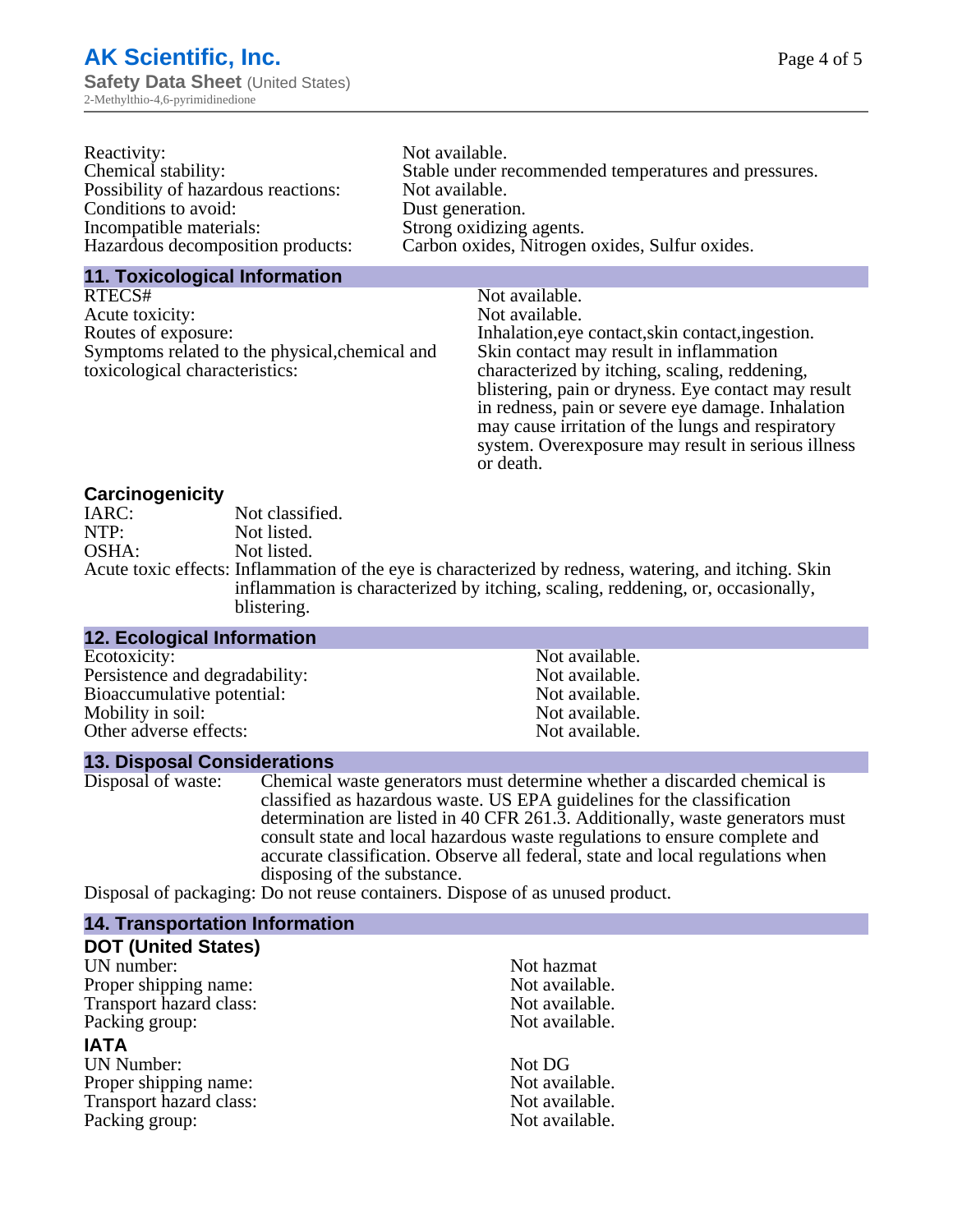| | |
|---|---|
| Reactivity: | Not available. |
| Chemical stability: | Stable under recommended temperatures and pressures. |
| Possibility of hazardous reactions: | Not available. |
| Conditions to avoid: | Dust generation. |
| Incompatible materials: | Strong oxidizing agents. |
| Hazardous decomposition products: | Carbon oxides, Nitrogen oxides, Sulfur oxides. |

## 11. Toxicological Information

| | |
|---|---|
| RTECS# | Not available. |
| Acute toxicity: | Not available. |
| Routes of exposure: | Inhalation,eye contact,skin contact,ingestion. |
| Symptoms related to the physical,chemical and toxicological characteristics: | Skin contact may result in inflammation characterized by itching, scaling, reddening, blistering, pain or dryness. Eye contact may result in redness, pain or severe eye damage. Inhalation may cause irritation of the lungs and respiratory system. Overexposure may result in serious illness or death. |

### Carcinogenicity

| | |
|---|---|
| IARC: | Not classified. |
| NTP: | Not listed. |
| OSHA: | Not listed. |
| Acute toxic effects: | Inflammation of the eye is characterized by redness, watering, and itching. Skin inflammation is characterized by itching, scaling, reddening, or, occasionally, blistering. |

## 12. Ecological Information

| | |
|---|---|
| Ecotoxicity: | Not available. |
| Persistence and degradability: | Not available. |
| Bioaccumulative potential: | Not available. |
| Mobility in soil: | Not available. |
| Other adverse effects: | Not available. |

## 13. Disposal Considerations

| | |
|---|---|
| Disposal of waste: | Chemical waste generators must determine whether a discarded chemical is classified as hazardous waste. US EPA guidelines for the classification determination are listed in 40 CFR 261.3. Additionally, waste generators must consult state and local hazardous waste regulations to ensure complete and accurate classification. Observe all federal, state and local regulations when disposing of the substance. |
| Disposal of packaging: | Do not reuse containers. Dispose of as unused product. |

## 14. Transportation Information

### DOT (United States)

| | |
|---|---|
| UN number: | Not hazmat |
| Proper shipping name: | Not available. |
| Transport hazard class: | Not available. |
| Packing group: | Not available. |

### IATA

| | |
|---|---|
| UN Number: | Not DG |
| Proper shipping name: | Not available. |
| Transport hazard class: | Not available. |
| Packing group: | Not available. |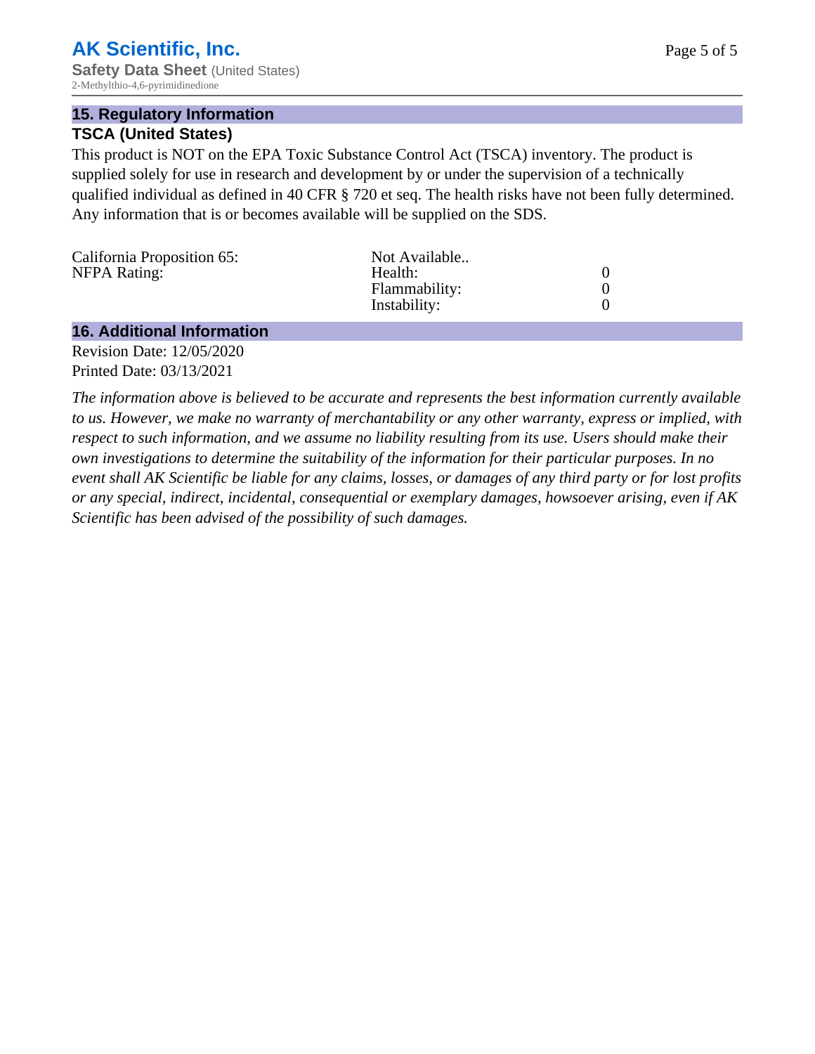## 15. Regulatory Information

### TSCA (United States)

This product is NOT on the EPA Toxic Substance Control Act (TSCA) inventory. The product is supplied solely for use in research and development by or under the supervision of a technically qualified individual as defined in 40 CFR § 720 et seq. The health risks have not been fully determined. Any information that is or becomes available will be supplied on the SDS.

| | | |
|---|---|---|
| California Proposition 65: | Not Available.. | |
| NFPA Rating: | Health: | 0 |
| | Flammability: | 0 |
| | Instability: | 0 |

## 16. Additional Information

Revision Date: 12/05/2020
Printed Date: 03/13/2021

*The information above is believed to be accurate and represents the best information currently available to us. However, we make no warranty of merchantability or any other warranty, express or implied, with respect to such information, and we assume no liability resulting from its use. Users should make their own investigations to determine the suitability of the information for their particular purposes. In no event shall AK Scientific be liable for any claims, losses, or damages of any third party or for lost profits or any special, indirect, incidental, consequential or exemplary damages, howsoever arising, even if AK Scientific has been advised of the possibility of such damages.*